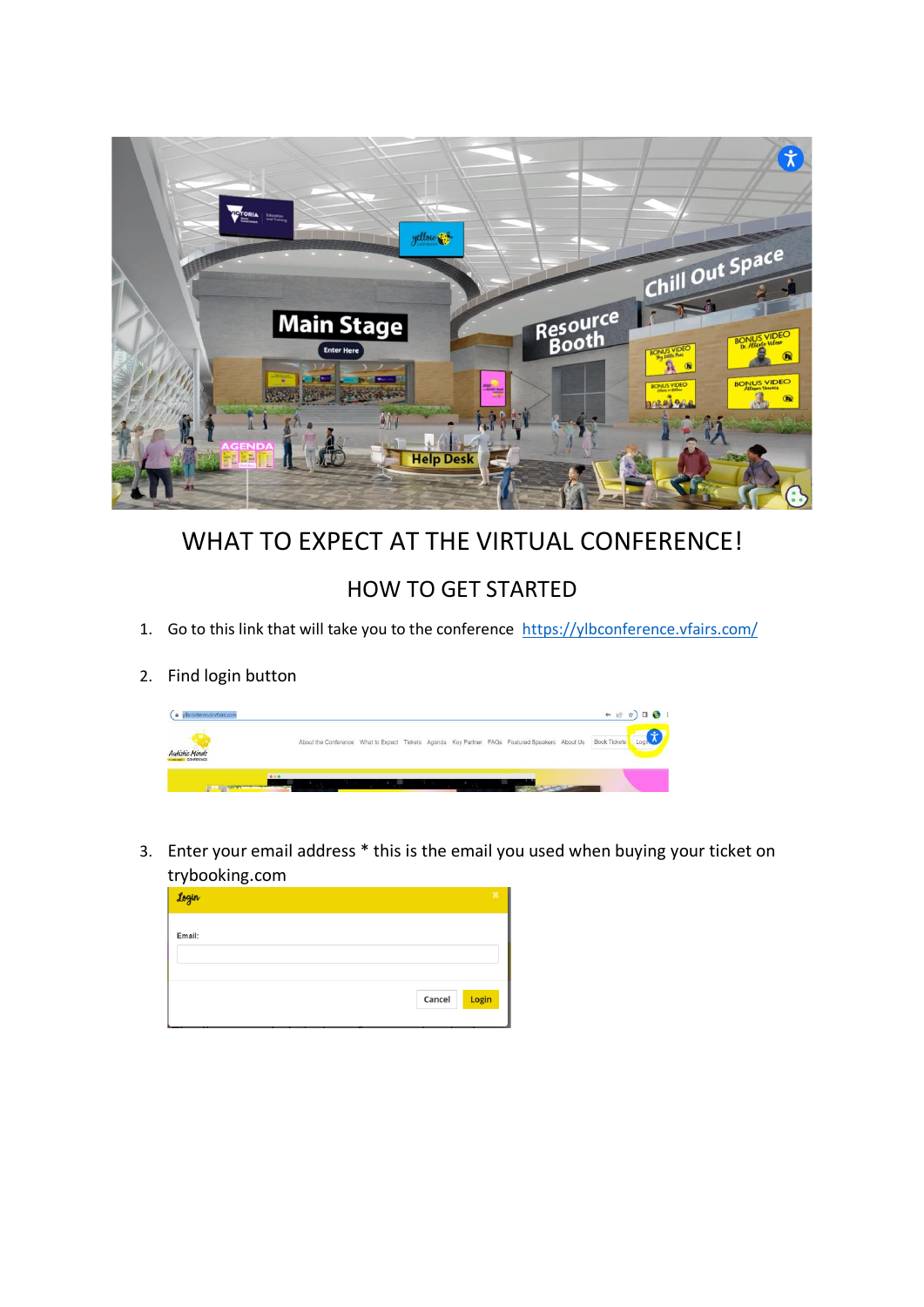# WHAT TO EXPECT AT THE VIRTUAL CONFERENCE!

## HOW TO GET STARTED

1. Go to this link that will take you to the conference https://ylbconference.vfairs.com/

2. Find login button

3. Enter your email address * this is the email you used when buying your ticket on trybooking.com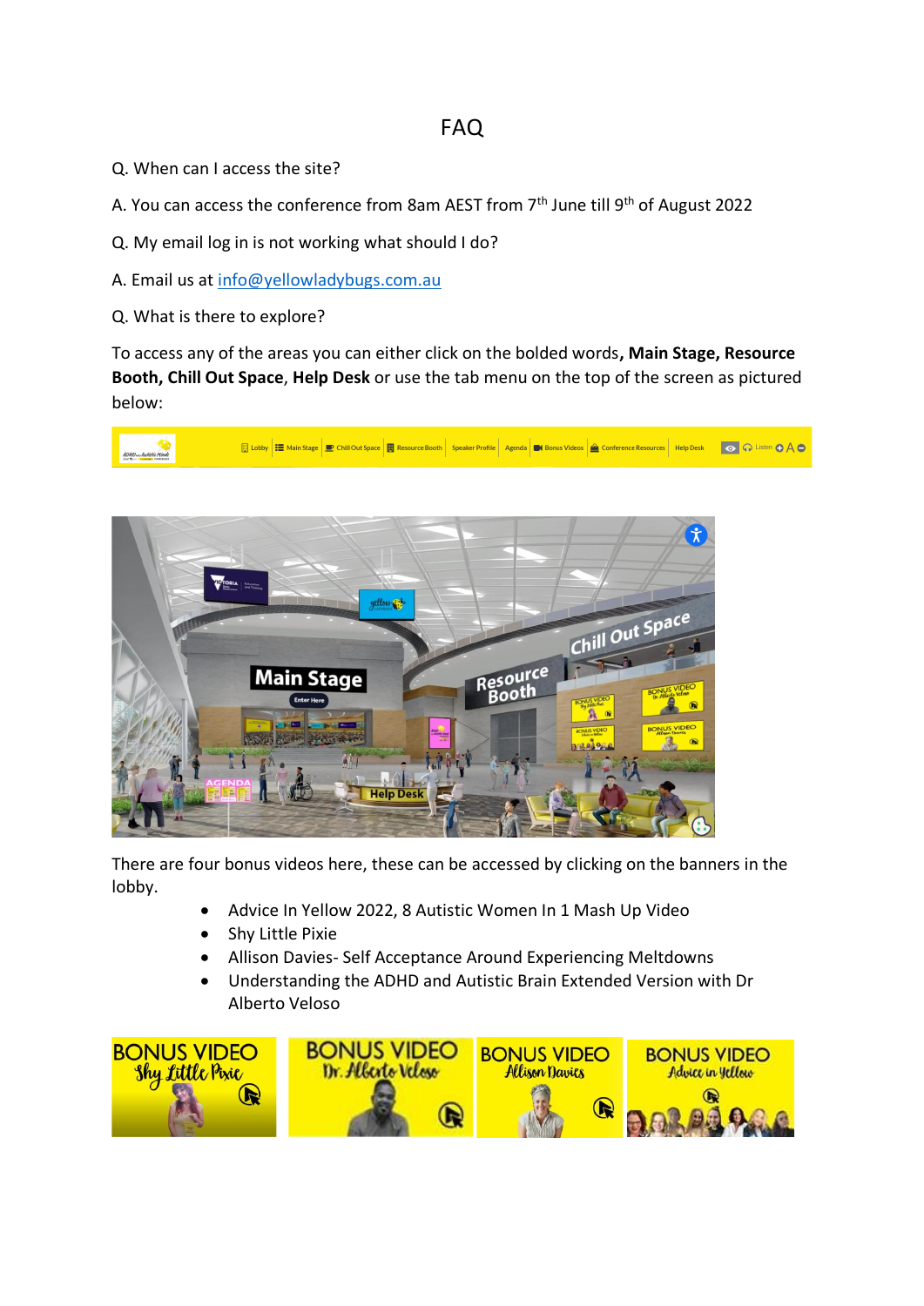# FAQ

Q. When can I access the site?

A. You can access the conference from 8am AEST from 7th June till 9th of August 2022

Q. My email log in is not working what should I do?

A. Email us at info@yellowladybugs.com.au

Q. What is there to explore?

To access any of the areas you can either click on the bolded words, **Main Stage, Resource Booth, Chill Out Space**, **Help Desk** or use the tab menu on the top of the screen as pictured below:

There are four bonus videos here, these can be accessed by clicking on the banners in the lobby.

- Advice In Yellow 2022, 8 Autistic Women In 1 Mash Up Video
- Shy Little Pixie
- Allison Davies- Self Acceptance Around Experiencing Meltdowns
- Understanding the ADHD and Autistic Brain Extended Version with Dr Alberto Veloso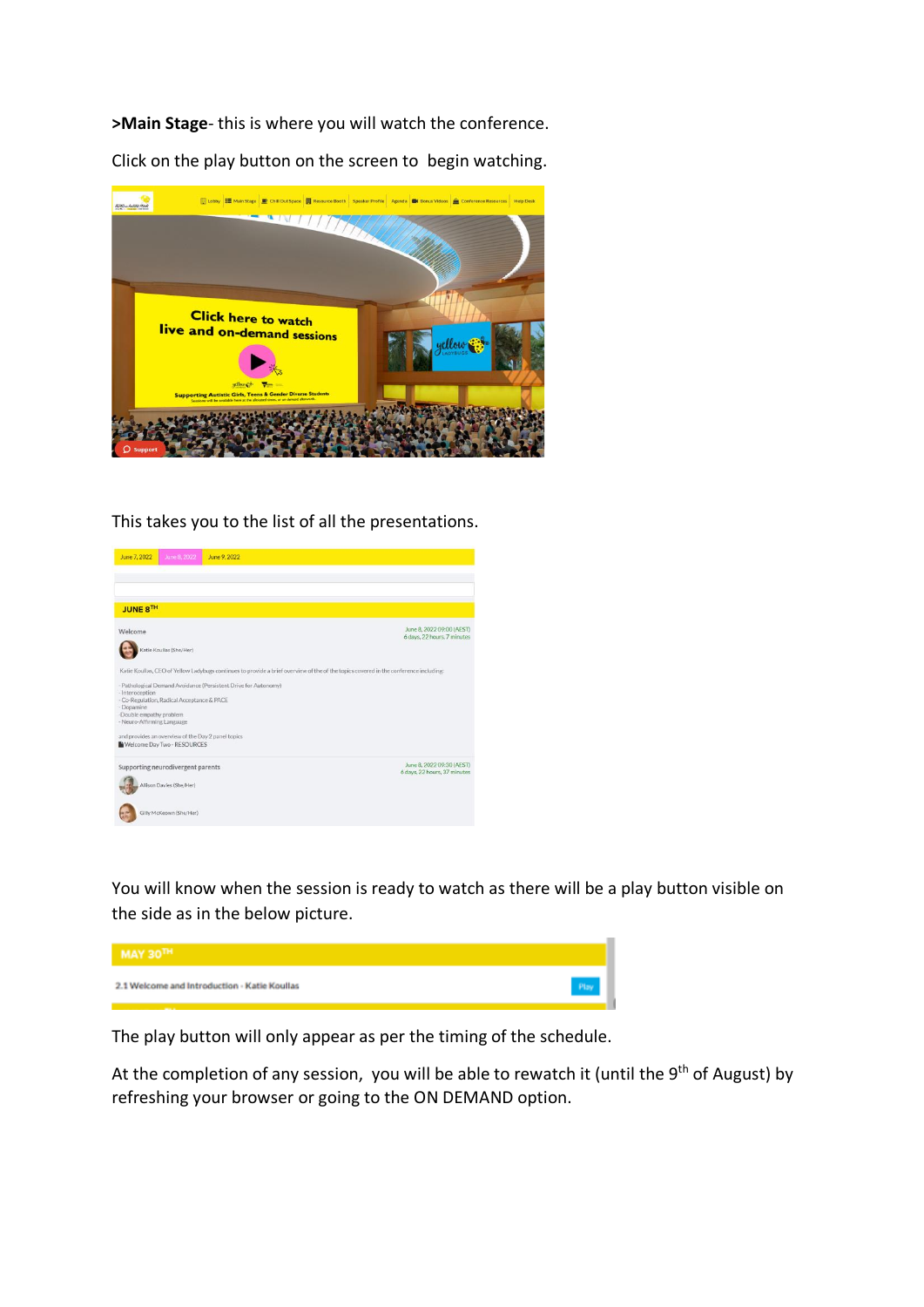**>Main Stage**- this is where you will watch the conference.

Click on the play button on the screen to begin watching.

This takes you to the list of all the presentations.

You will know when the session is ready to watch as there will be a play button visible on the side as in the below picture.

The play button will only appear as per the timing of the schedule.

At the completion of any session, you will be able to rewatch it (until the 9th of August) by refreshing your browser or going to the ON DEMAND option.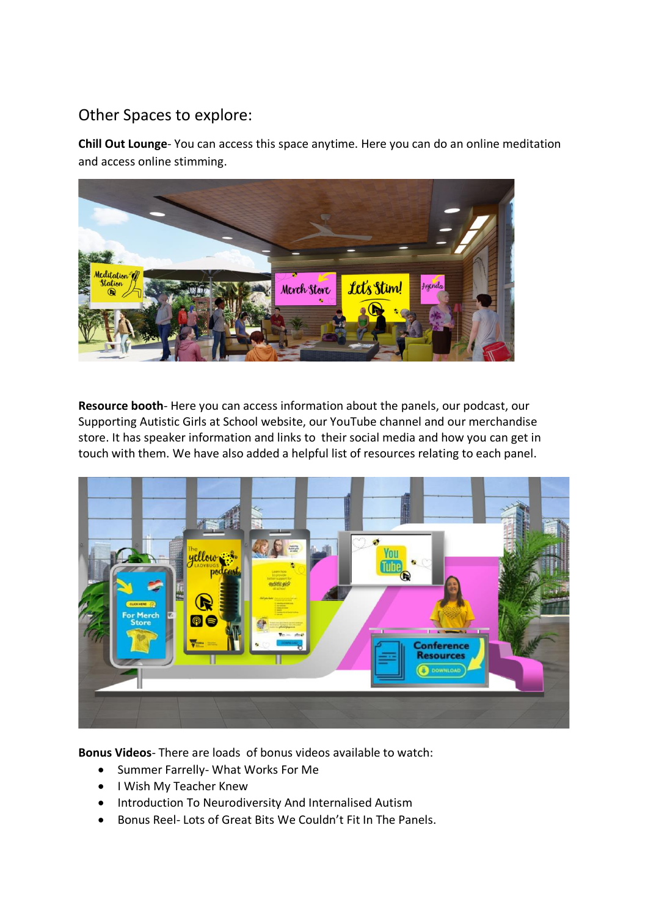## Other Spaces to explore:

**Chill Out Lounge**- You can access this space anytime. Here you can do an online meditation and access online stimming.

**Resource booth**- Here you can access information about the panels, our podcast, our Supporting Autistic Girls at School website, our YouTube channel and our merchandise store. It has speaker information and links to their social media and how you can get in touch with them. We have also added a helpful list of resources relating to each panel.

**Bonus Videos**- There are loads of bonus videos available to watch:

- Summer Farrelly- What Works For Me
- I Wish My Teacher Knew
- Introduction To Neurodiversity And Internalised Autism
- Bonus Reel- Lots of Great Bits We Couldn't Fit In The Panels.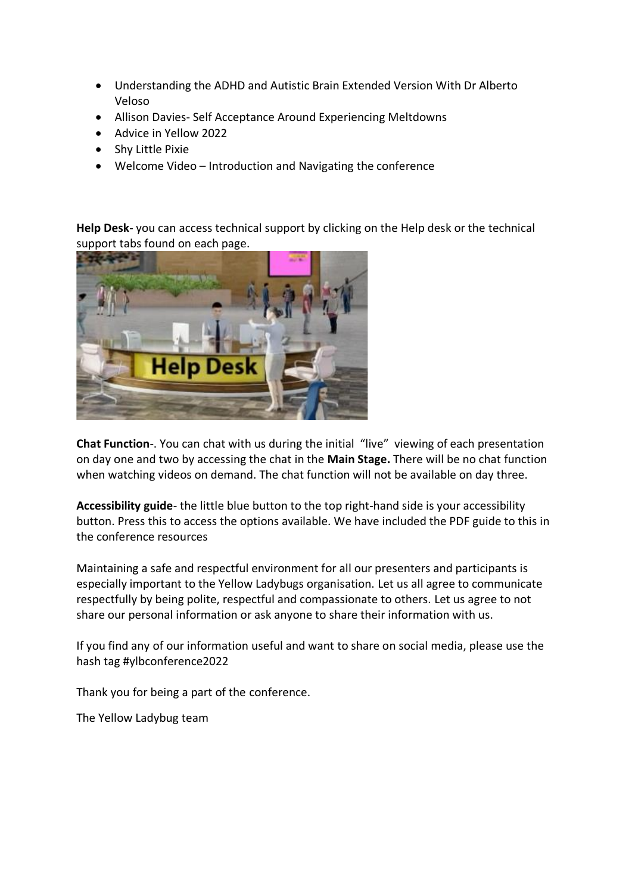- Understanding the ADHD and Autistic Brain Extended Version With Dr Alberto Veloso
- Allison Davies- Self Acceptance Around Experiencing Meltdowns
- Advice in Yellow 2022
- Shy Little Pixie
- Welcome Video – Introduction and Navigating the conference

**Help Desk**- you can access technical support by clicking on the Help desk or the technical support tabs found on each page.

**Chat Function**-. You can chat with us during the initial "live" viewing of each presentation on day one and two by accessing the chat in the **Main Stage.** There will be no chat function when watching videos on demand. The chat function will not be available on day three.

**Accessibility guide**- the little blue button to the top right-hand side is your accessibility button. Press this to access the options available. We have included the PDF guide to this in the conference resources

Maintaining a safe and respectful environment for all our presenters and participants is especially important to the Yellow Ladybugs organisation. Let us all agree to communicate respectfully by being polite, respectful and compassionate to others. Let us agree to not share our personal information or ask anyone to share their information with us.

If you find any of our information useful and want to share on social media, please use the hash tag #ylbconference2022

Thank you for being a part of the conference.

The Yellow Ladybug team